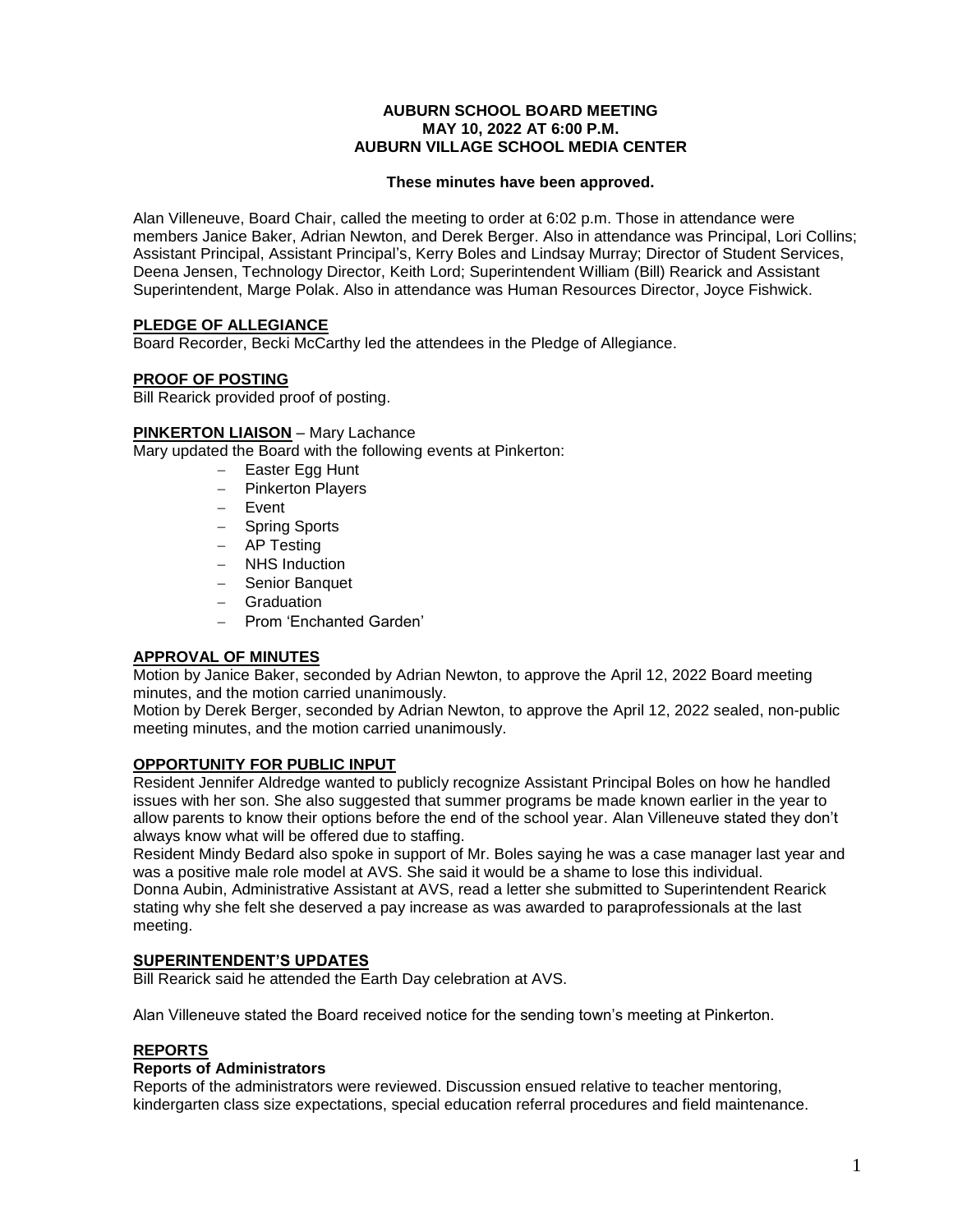**AUBURN SCHOOL BOARD MEETING**
**MAY 10, 2022 AT 6:00 P.M.**
**AUBURN VILLAGE SCHOOL MEDIA CENTER**

**These minutes have been approved.**

Alan Villeneuve, Board Chair, called the meeting to order at 6:02 p.m. Those in attendance were members Janice Baker, Adrian Newton, and Derek Berger. Also in attendance was Principal, Lori Collins; Assistant Principal, Assistant Principal's, Kerry Boles and Lindsay Murray; Director of Student Services, Deena Jensen, Technology Director, Keith Lord; Superintendent William (Bill) Rearick and Assistant Superintendent, Marge Polak. Also in attendance was Human Resources Director, Joyce Fishwick.

## PLEDGE OF ALLEGIANCE

Board Recorder, Becki McCarthy led the attendees in the Pledge of Allegiance.

## PROOF OF POSTING

Bill Rearick provided proof of posting.

## PINKERTON LIAISON – Mary Lachance

Mary updated the Board with the following events at Pinkerton:

- Easter Egg Hunt
- Pinkerton Players
- Event
- Spring Sports
- AP Testing
- NHS Induction
- Senior Banquet
- Graduation
- Prom 'Enchanted Garden'

## APPROVAL OF MINUTES

Motion by Janice Baker, seconded by Adrian Newton, to approve the April 12, 2022 Board meeting minutes, and the motion carried unanimously.

Motion by Derek Berger, seconded by Adrian Newton, to approve the April 12, 2022 sealed, non-public meeting minutes, and the motion carried unanimously.

## OPPORTUNITY FOR PUBLIC INPUT

Resident Jennifer Aldredge wanted to publicly recognize Assistant Principal Boles on how he handled issues with her son. She also suggested that summer programs be made known earlier in the year to allow parents to know their options before the end of the school year. Alan Villeneuve stated they don't always know what will be offered due to staffing.

Resident Mindy Bedard also spoke in support of Mr. Boles saying he was a case manager last year and was a positive male role model at AVS. She said it would be a shame to lose this individual.

Donna Aubin, Administrative Assistant at AVS, read a letter she submitted to Superintendent Rearick stating why she felt she deserved a pay increase as was awarded to paraprofessionals at the last meeting.

## SUPERINTENDENT'S UPDATES

Bill Rearick said he attended the Earth Day celebration at AVS.

Alan Villeneuve stated the Board received notice for the sending town's meeting at Pinkerton.

## REPORTS

### Reports of Administrators

Reports of the administrators were reviewed. Discussion ensued relative to teacher mentoring, kindergarten class size expectations, special education referral procedures and field maintenance.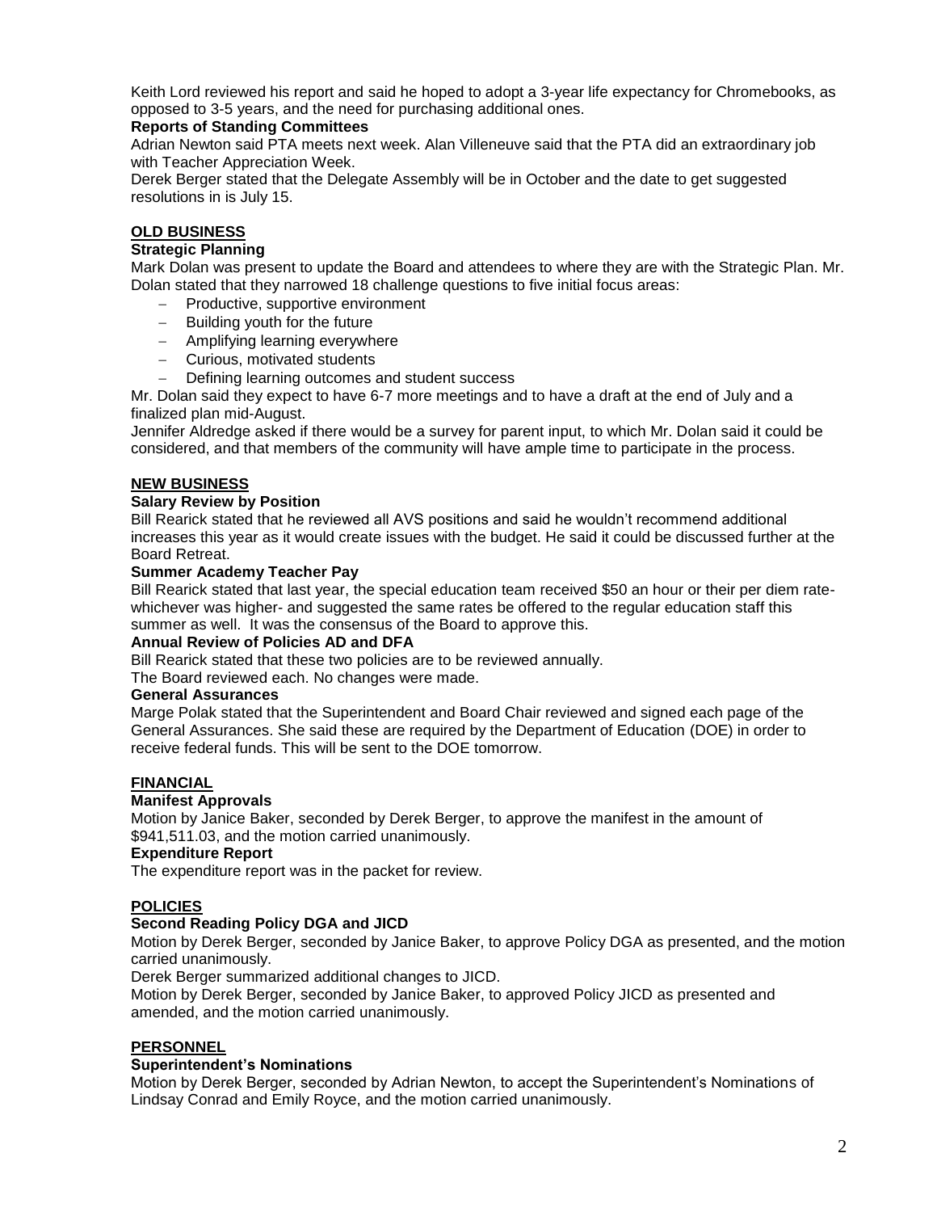Keith Lord reviewed his report and said he hoped to adopt a 3-year life expectancy for Chromebooks, as opposed to 3-5 years, and the need for purchasing additional ones.

**Reports of Standing Committees**

Adrian Newton said PTA meets next week. Alan Villeneuve said that the PTA did an extraordinary job with Teacher Appreciation Week.

Derek Berger stated that the Delegate Assembly will be in October and the date to get suggested resolutions in is July 15.

## OLD BUSINESS

**Strategic Planning**

Mark Dolan was present to update the Board and attendees to where they are with the Strategic Plan. Mr. Dolan stated that they narrowed 18 challenge questions to five initial focus areas:

- Productive, supportive environment
- Building youth for the future
- Amplifying learning everywhere
- Curious, motivated students
- Defining learning outcomes and student success

Mr. Dolan said they expect to have 6-7 more meetings and to have a draft at the end of July and a finalized plan mid-August.

Jennifer Aldredge asked if there would be a survey for parent input, to which Mr. Dolan said it could be considered, and that members of the community will have ample time to participate in the process.

## NEW BUSINESS

**Salary Review by Position**

Bill Rearick stated that he reviewed all AVS positions and said he wouldn't recommend additional increases this year as it would create issues with the budget. He said it could be discussed further at the Board Retreat.

**Summer Academy Teacher Pay**

Bill Rearick stated that last year, the special education team received $50 an hour or their per diem rate- whichever was higher- and suggested the same rates be offered to the regular education staff this summer as well. It was the consensus of the Board to approve this.

**Annual Review of Policies AD and DFA**

Bill Rearick stated that these two policies are to be reviewed annually.

The Board reviewed each. No changes were made.

**General Assurances**

Marge Polak stated that the Superintendent and Board Chair reviewed and signed each page of the General Assurances. She said these are required by the Department of Education (DOE) in order to receive federal funds. This will be sent to the DOE tomorrow.

## FINANCIAL

**Manifest Approvals**

Motion by Janice Baker, seconded by Derek Berger, to approve the manifest in the amount of $941,511.03, and the motion carried unanimously.

**Expenditure Report**

The expenditure report was in the packet for review.

## POLICIES

**Second Reading Policy DGA and JICD**

Motion by Derek Berger, seconded by Janice Baker, to approve Policy DGA as presented, and the motion carried unanimously.

Derek Berger summarized additional changes to JICD.

Motion by Derek Berger, seconded by Janice Baker, to approved Policy JICD as presented and amended, and the motion carried unanimously.

## PERSONNEL

**Superintendent's Nominations**

Motion by Derek Berger, seconded by Adrian Newton, to accept the Superintendent's Nominations of Lindsay Conrad and Emily Royce, and the motion carried unanimously.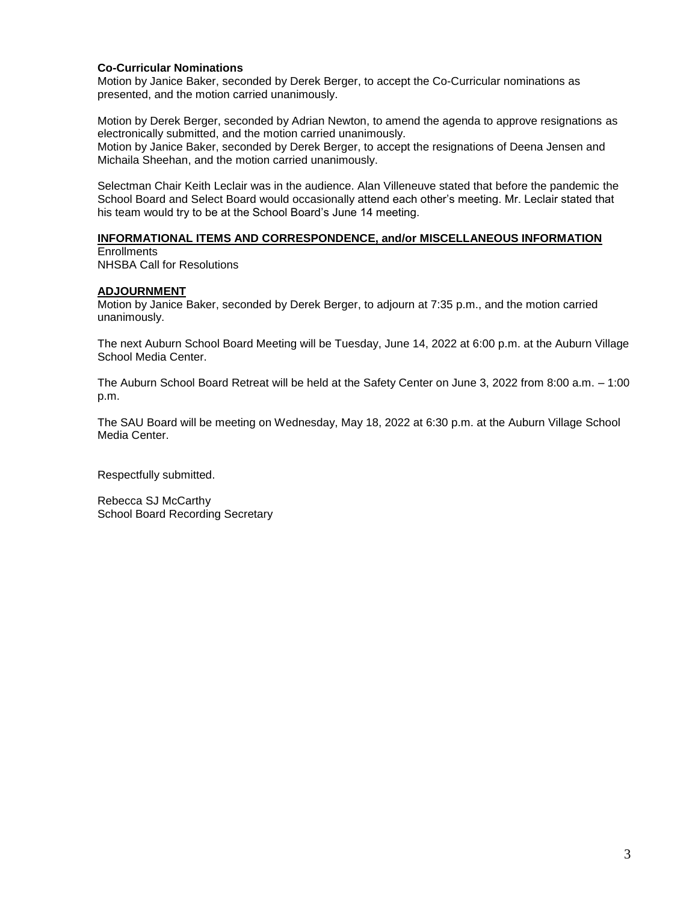**Co-Curricular Nominations**

Motion by Janice Baker, seconded by Derek Berger, to accept the Co-Curricular nominations as presented, and the motion carried unanimously.

Motion by Derek Berger, seconded by Adrian Newton, to amend the agenda to approve resignations as electronically submitted, and the motion carried unanimously.
Motion by Janice Baker, seconded by Derek Berger, to accept the resignations of Deena Jensen and Michaila Sheehan, and the motion carried unanimously.

Selectman Chair Keith Leclair was in the audience. Alan Villeneuve stated that before the pandemic the School Board and Select Board would occasionally attend each other's meeting. Mr. Leclair stated that his team would try to be at the School Board's June 14 meeting.

## INFORMATIONAL ITEMS AND CORRESPONDENCE, and/or MISCELLANEOUS INFORMATION

Enrollments
NHSBA Call for Resolutions

## ADJOURNMENT

Motion by Janice Baker, seconded by Derek Berger, to adjourn at 7:35 p.m., and the motion carried unanimously.

The next Auburn School Board Meeting will be Tuesday, June 14, 2022 at 6:00 p.m. at the Auburn Village School Media Center.

The Auburn School Board Retreat will be held at the Safety Center on June 3, 2022 from 8:00 a.m. – 1:00 p.m.

The SAU Board will be meeting on Wednesday, May 18, 2022 at 6:30 p.m. at the Auburn Village School Media Center.

Respectfully submitted.

Rebecca SJ McCarthy
School Board Recording Secretary